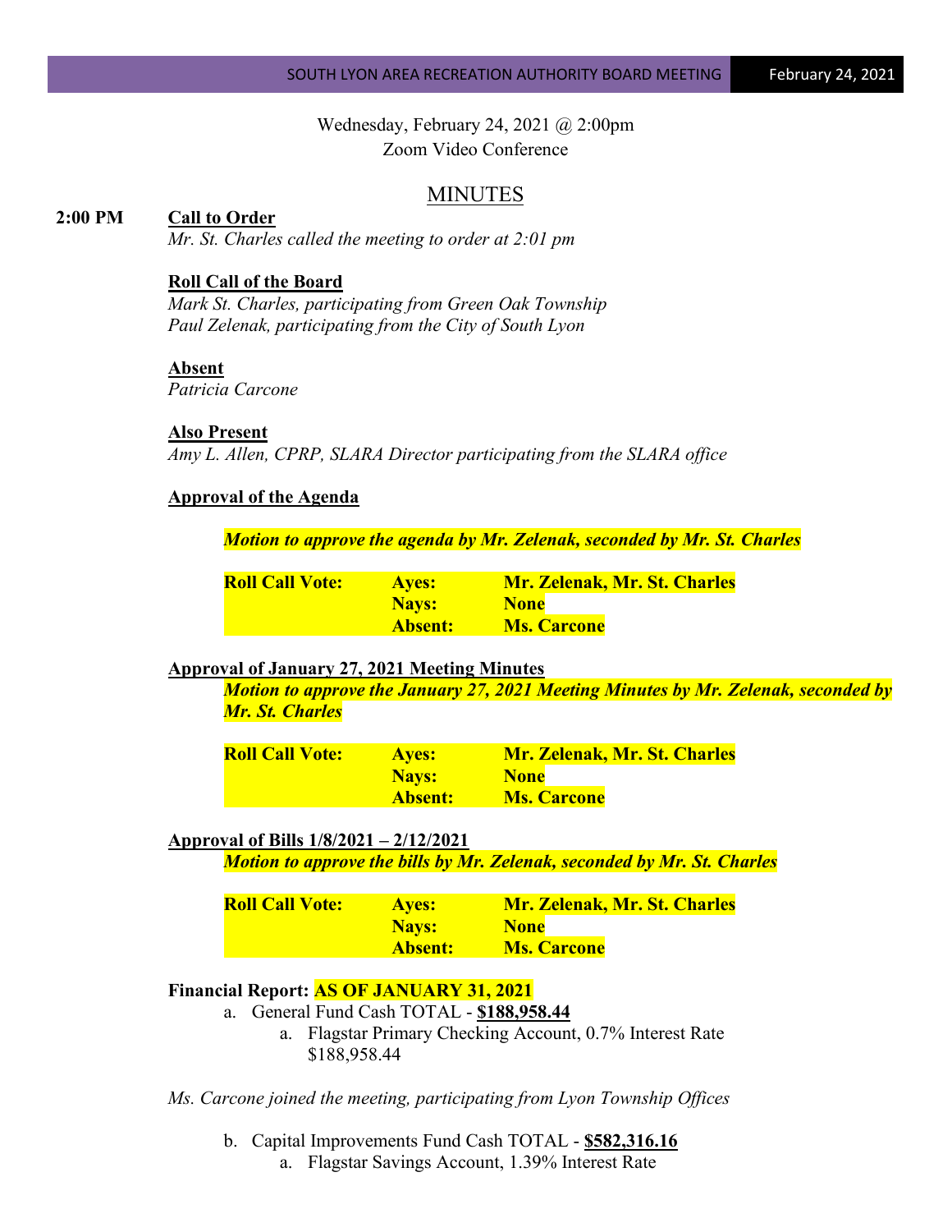Wednesday, February 24, 2021 @ 2:00pm
Zoom Video Conference

# MINUTES

**2:00 PM** **Call to Order**
*Mr. St. Charles called the meeting to order at 2:01 pm*

**Roll Call of the Board**
*Mark St. Charles, participating from Green Oak Township*
*Paul Zelenak, participating from the City of South Lyon*

**Absent**
*Patricia Carcone*

**Also Present**
*Amy L. Allen, CPRP, SLARA Director participating from the SLARA office*

**Approval of the Agenda**

***Motion to approve the agenda by Mr. Zelenak, seconded by Mr. St. Charles***

| | | |
|---|---|---|
| **Roll Call Vote:** | **Ayes:** | **Mr. Zelenak, Mr. St. Charles** |
| | **Nays:** | **None** |
| | **Absent:** | **Ms. Carcone** |

**Approval of January 27, 2021 Meeting Minutes**
***Motion to approve the January 27, 2021 Meeting Minutes by Mr. Zelenak, seconded by Mr. St. Charles***

| | | |
|---|---|---|
| **Roll Call Vote:** | **Ayes:** | **Mr. Zelenak, Mr. St. Charles** |
| | **Nays:** | **None** |
| | **Absent:** | **Ms. Carcone** |

**Approval of Bills 1/8/2021 – 2/12/2021**
***Motion to approve the bills by Mr. Zelenak, seconded by Mr. St. Charles***

| | | |
|---|---|---|
| **Roll Call Vote:** | **Ayes:** | **Mr. Zelenak, Mr. St. Charles** |
| | **Nays:** | **None** |
| | **Absent:** | **Ms. Carcone** |

**Financial Report: AS OF JANUARY 31, 2021**

a. General Fund Cash TOTAL - **$188,958.44**
    a. Flagstar Primary Checking Account, 0.7% Interest Rate
       $188,958.44

*Ms. Carcone joined the meeting, participating from Lyon Township Offices*

b. Capital Improvements Fund Cash TOTAL - **$582,316.16**
    a. Flagstar Savings Account, 1.39% Interest Rate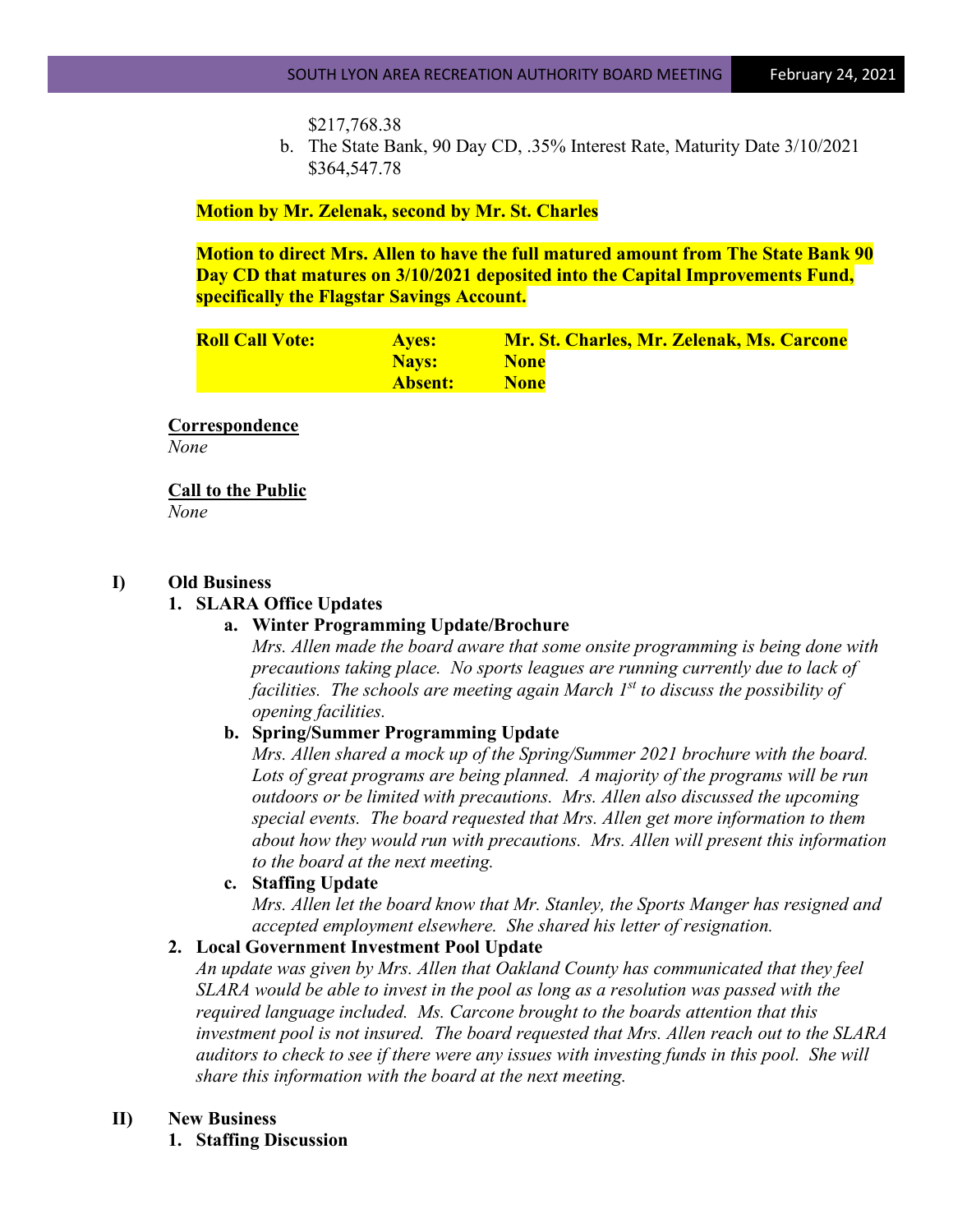$217,768.38

b. The State Bank, 90 Day CD, .35% Interest Rate, Maturity Date 3/10/2021 $364,547.78

**Motion by Mr. Zelenak, second by Mr. St. Charles**

**Motion to direct Mrs. Allen to have the full matured amount from The State Bank 90 Day CD that matures on 3/10/2021 deposited into the Capital Improvements Fund, specifically the Flagstar Savings Account.**

| | | |
|---|---|---|
| **Roll Call Vote:** | **Ayes:** | **Mr. St. Charles, Mr. Zelenak, Ms. Carcone** |
| | **Nays:** | **None** |
| | **Absent:** | **None** |

**Correspondence**

*None*

**Call to the Public**

*None*

## I) Old Business

### 1. SLARA Office Updates

**a. Winter Programming Update/Brochure**

*Mrs. Allen made the board aware that some onsite programming is being done with precautions taking place. No sports leagues are running currently due to lack of facilities. The schools are meeting again March 1st to discuss the possibility of opening facilities.*

**b. Spring/Summer Programming Update**

*Mrs. Allen shared a mock up of the Spring/Summer 2021 brochure with the board. Lots of great programs are being planned. A majority of the programs will be run outdoors or be limited with precautions. Mrs. Allen also discussed the upcoming special events. The board requested that Mrs. Allen get more information to them about how they would run with precautions. Mrs. Allen will present this information to the board at the next meeting.*

**c. Staffing Update**

*Mrs. Allen let the board know that Mr. Stanley, the Sports Manger has resigned and accepted employment elsewhere. She shared his letter of resignation.*

### 2. Local Government Investment Pool Update

*An update was given by Mrs. Allen that Oakland County has communicated that they feel SLARA would be able to invest in the pool as long as a resolution was passed with the required language included. Ms. Carcone brought to the boards attention that this investment pool is not insured. The board requested that Mrs. Allen reach out to the SLARA auditors to check to see if there were any issues with investing funds in this pool. She will share this information with the board at the next meeting.*

## II) New Business

### 1. Staffing Discussion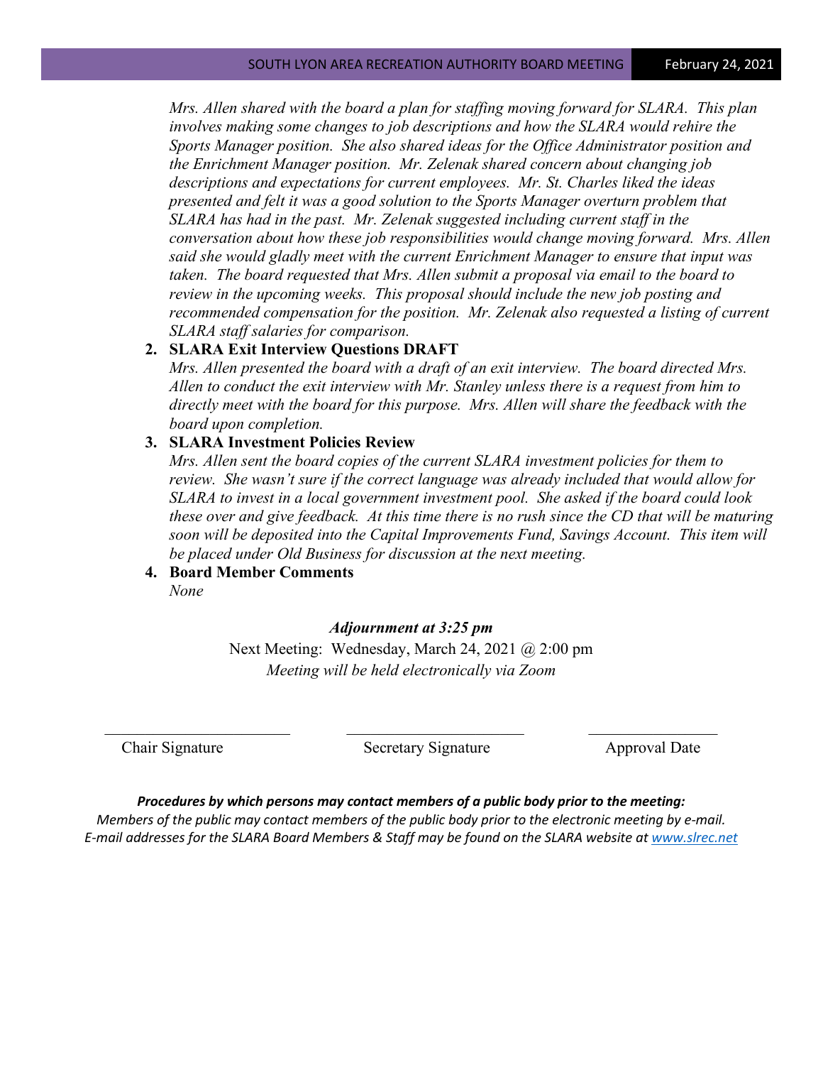*Mrs. Allen shared with the board a plan for staffing moving forward for SLARA. This plan involves making some changes to job descriptions and how the SLARA would rehire the Sports Manager position. She also shared ideas for the Office Administrator position and the Enrichment Manager position. Mr. Zelenak shared concern about changing job descriptions and expectations for current employees. Mr. St. Charles liked the ideas presented and felt it was a good solution to the Sports Manager overturn problem that SLARA has had in the past. Mr. Zelenak suggested including current staff in the conversation about how these job responsibilities would change moving forward. Mrs. Allen said she would gladly meet with the current Enrichment Manager to ensure that input was taken. The board requested that Mrs. Allen submit a proposal via email to the board to review in the upcoming weeks. This proposal should include the new job posting and recommended compensation for the position. Mr. Zelenak also requested a listing of current SLARA staff salaries for comparison.*

2. **SLARA Exit Interview Questions DRAFT**
   *Mrs. Allen presented the board with a draft of an exit interview. The board directed Mrs. Allen to conduct the exit interview with Mr. Stanley unless there is a request from him to directly meet with the board for this purpose. Mrs. Allen will share the feedback with the board upon completion.*
3. **SLARA Investment Policies Review**
   *Mrs. Allen sent the board copies of the current SLARA investment policies for them to review. She wasn't sure if the correct language was already included that would allow for SLARA to invest in a local government investment pool. She asked if the board could look these over and give feedback. At this time there is no rush since the CD that will be maturing soon will be deposited into the Capital Improvements Fund, Savings Account. This item will be placed under Old Business for discussion at the next meeting.*
4. **Board Member Comments**
   *None*

***Adjournment at 3:25 pm***

Next Meeting: Wednesday, March 24, 2021 @ 2:00 pm

*Meeting will be held electronically via Zoom*

| | | |
|---|---|---|
| ______________________ | ______________________ | ________________ |
| Chair Signature | Secretary Signature | Approval Date |

***Procedures by which persons may contact members of a public body prior to the meeting:***

*Members of the public may contact members of the public body prior to the electronic meeting by e-mail.*
*E-mail addresses for the SLARA Board Members & Staff may be found on the SLARA website at www.slrec.net*